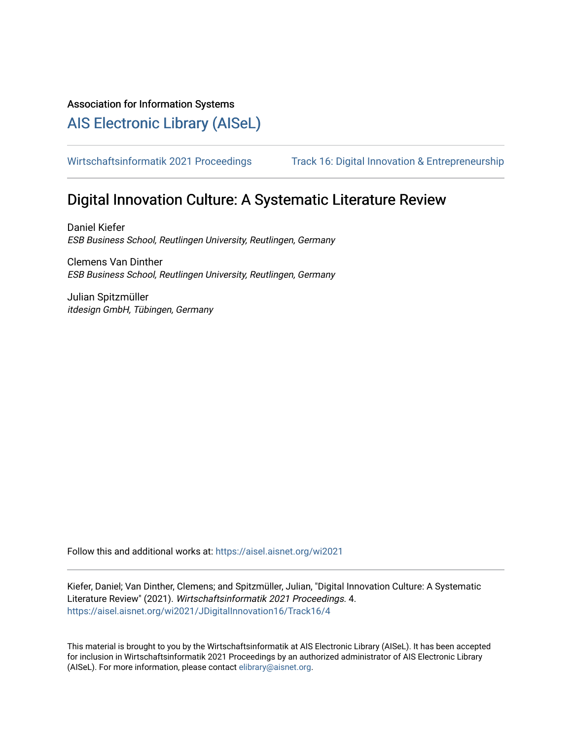Association for Information Systems

# [AIS Electronic Library (AISeL)](https://aisel.aisnet.org/)

[Wirtschaftsinformatik 2021 Proceedings](https://aisel.aisnet.org/wi2021) | [Track 16: Digital Innovation & Entrepreneurship](https://aisel.aisnet.org/wi2021/JDigitalInnovation16)

## Digital Innovation Culture: A Systematic Literature Review

Daniel Kiefer
*ESB Business School, Reutlingen University, Reutlingen, Germany*

Clemens Van Dinther
*ESB Business School, Reutlingen University, Reutlingen, Germany*

Julian Spitzmüller
*itdesign GmbH, Tübingen, Germany*

Follow this and additional works at: https://aisel.aisnet.org/wi2021

Kiefer, Daniel; Van Dinther, Clemens; and Spitzmüller, Julian, "Digital Innovation Culture: A Systematic Literature Review" (2021). *Wirtschaftsinformatik 2021 Proceedings*. 4.
https://aisel.aisnet.org/wi2021/JDigitalInnovation16/Track16/4

This material is brought to you by the Wirtschaftsinformatik at AIS Electronic Library (AISeL). It has been accepted for inclusion in Wirtschaftsinformatik 2021 Proceedings by an authorized administrator of AIS Electronic Library (AISeL). For more information, please contact elibrary@aisnet.org.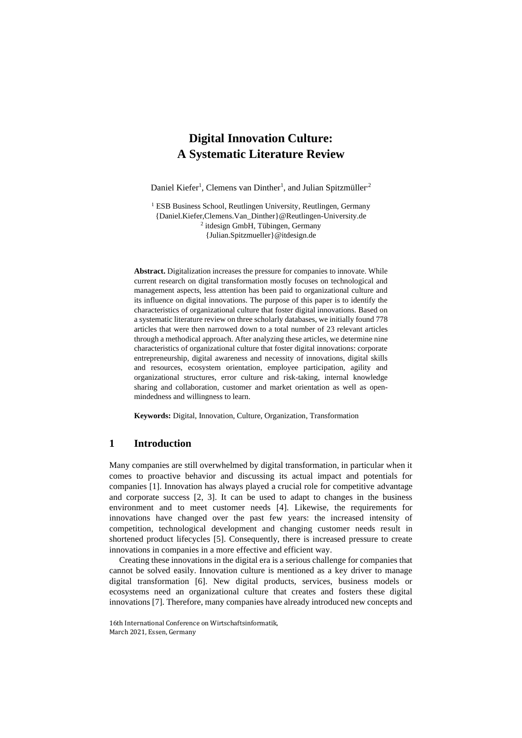# Digital Innovation Culture: A Systematic Literature Review

Daniel Kiefer[1], Clemens van Dinther[1], and Julian Spitzmüller[2]

[1] ESB Business School, Reutlingen University, Reutlingen, Germany
{Daniel.Kiefer,Clemens.Van_Dinther}@Reutlingen-University.de
[2] itdesign GmbH, Tübingen, Germany
{Julian.Spitzmueller}@itdesign.de

**Abstract.** Digitalization increases the pressure for companies to innovate. While current research on digital transformation mostly focuses on technological and management aspects, less attention has been paid to organizational culture and its influence on digital innovations. The purpose of this paper is to identify the characteristics of organizational culture that foster digital innovations. Based on a systematic literature review on three scholarly databases, we initially found 778 articles that were then narrowed down to a total number of 23 relevant articles through a methodical approach. After analyzing these articles, we determine nine characteristics of organizational culture that foster digital innovations: corporate entrepreneurship, digital awareness and necessity of innovations, digital skills and resources, ecosystem orientation, employee participation, agility and organizational structures, error culture and risk-taking, internal knowledge sharing and collaboration, customer and market orientation as well as open-mindedness and willingness to learn.

**Keywords:** Digital, Innovation, Culture, Organization, Transformation

## 1 Introduction

Many companies are still overwhelmed by digital transformation, in particular when it comes to proactive behavior and discussing its actual impact and potentials for companies [1]. Innovation has always played a crucial role for competitive advantage and corporate success [2, 3]. It can be used to adapt to changes in the business environment and to meet customer needs [4]. Likewise, the requirements for innovations have changed over the past few years: the increased intensity of competition, technological development and changing customer needs result in shortened product lifecycles [5]. Consequently, there is increased pressure to create innovations in companies in a more effective and efficient way.

Creating these innovations in the digital era is a serious challenge for companies that cannot be solved easily. Innovation culture is mentioned as a key driver to manage digital transformation [6]. New digital products, services, business models or ecosystems need an organizational culture that creates and fosters these digital innovations [7]. Therefore, many companies have already introduced new concepts and

16th International Conference on Wirtschaftsinformatik,
March 2021, Essen, Germany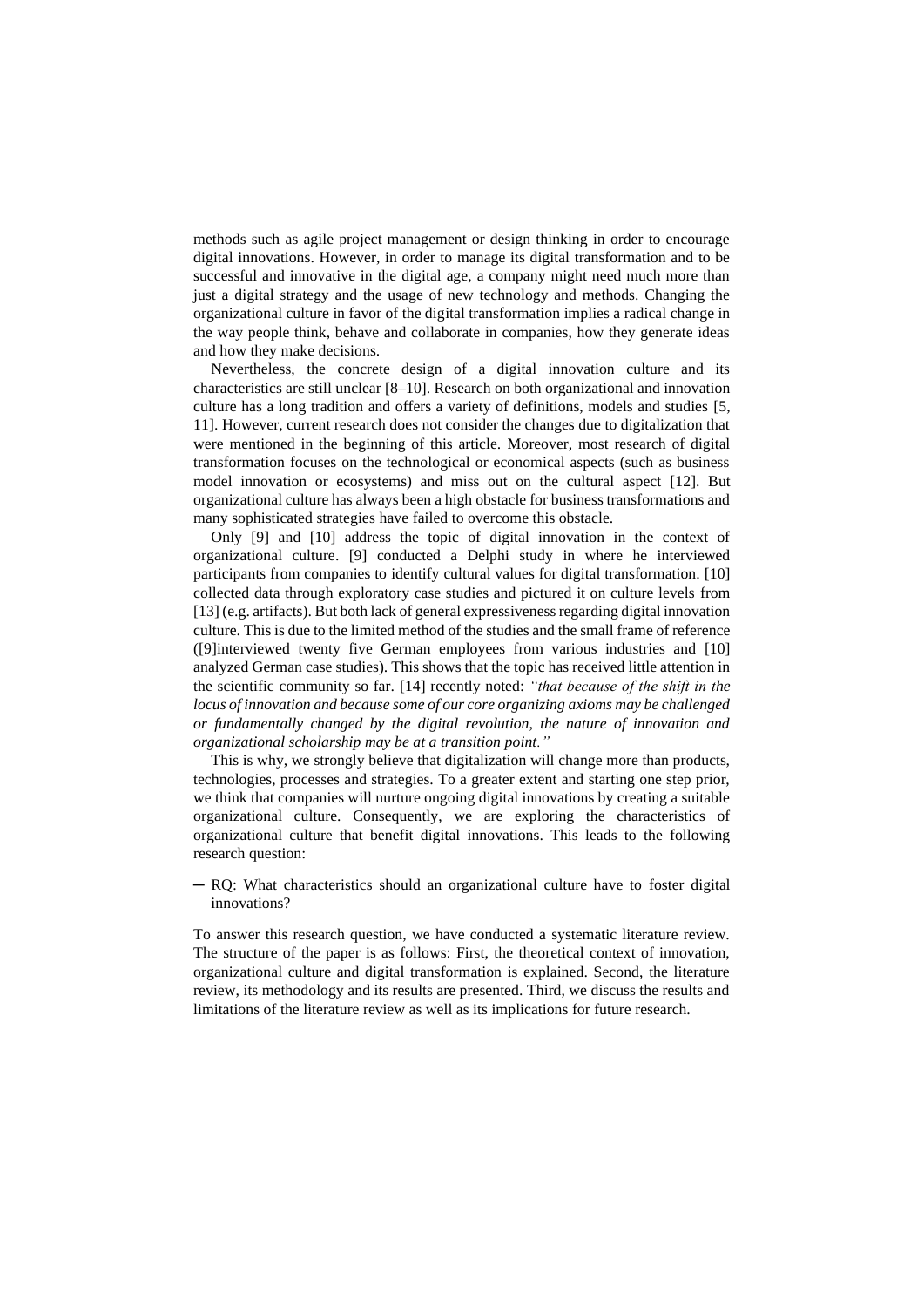methods such as agile project management or design thinking in order to encourage digital innovations. However, in order to manage its digital transformation and to be successful and innovative in the digital age, a company might need much more than just a digital strategy and the usage of new technology and methods. Changing the organizational culture in favor of the digital transformation implies a radical change in the way people think, behave and collaborate in companies, how they generate ideas and how they make decisions.

Nevertheless, the concrete design of a digital innovation culture and its characteristics are still unclear [8–10]. Research on both organizational and innovation culture has a long tradition and offers a variety of definitions, models and studies [5, 11]. However, current research does not consider the changes due to digitalization that were mentioned in the beginning of this article. Moreover, most research of digital transformation focuses on the technological or economical aspects (such as business model innovation or ecosystems) and miss out on the cultural aspect [12]. But organizational culture has always been a high obstacle for business transformations and many sophisticated strategies have failed to overcome this obstacle.

Only [9] and [10] address the topic of digital innovation in the context of organizational culture. [9] conducted a Delphi study in where he interviewed participants from companies to identify cultural values for digital transformation. [10] collected data through exploratory case studies and pictured it on culture levels from [13] (e.g. artifacts). But both lack of general expressiveness regarding digital innovation culture. This is due to the limited method of the studies and the small frame of reference ([9]interviewed twenty five German employees from various industries and [10] analyzed German case studies). This shows that the topic has received little attention in the scientific community so far. [14] recently noted: *"that because of the shift in the locus of innovation and because some of our core organizing axioms may be challenged or fundamentally changed by the digital revolution, the nature of innovation and organizational scholarship may be at a transition point."*

This is why, we strongly believe that digitalization will change more than products, technologies, processes and strategies. To a greater extent and starting one step prior, we think that companies will nurture ongoing digital innovations by creating a suitable organizational culture. Consequently, we are exploring the characteristics of organizational culture that benefit digital innovations. This leads to the following research question:

- RQ: What characteristics should an organizational culture have to foster digital innovations?

To answer this research question, we have conducted a systematic literature review. The structure of the paper is as follows: First, the theoretical context of innovation, organizational culture and digital transformation is explained. Second, the literature review, its methodology and its results are presented. Third, we discuss the results and limitations of the literature review as well as its implications for future research.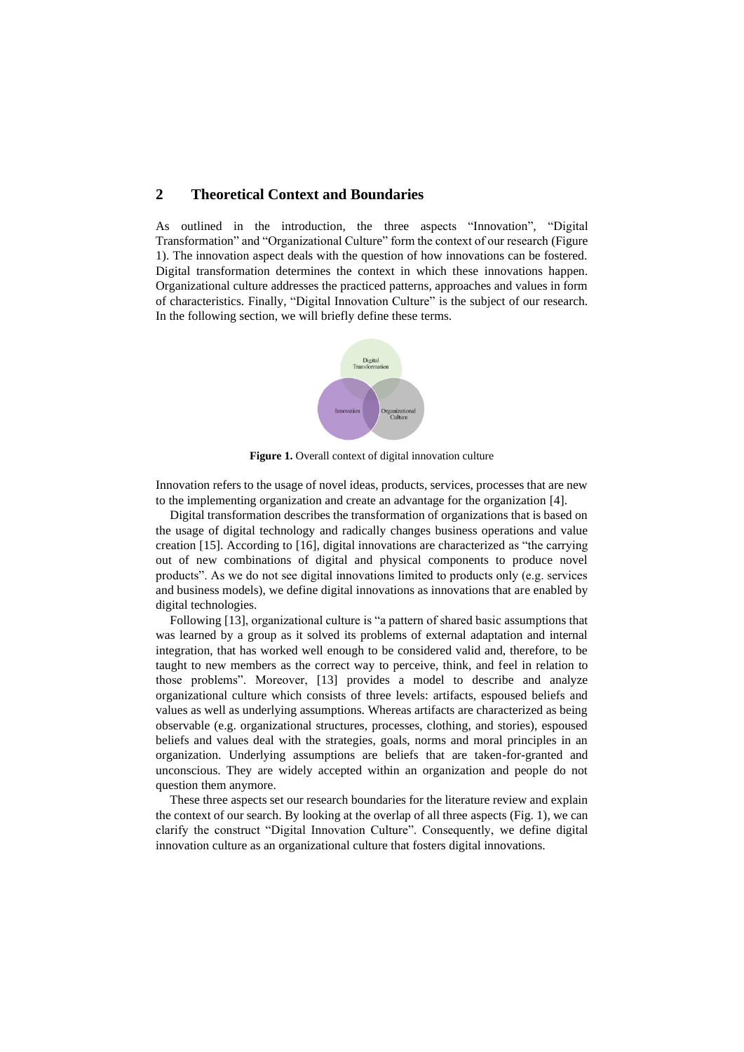## 2 Theoretical Context and Boundaries

As outlined in the introduction, the three aspects "Innovation", "Digital Transformation" and "Organizational Culture" form the context of our research (Figure 1). The innovation aspect deals with the question of how innovations can be fostered. Digital transformation determines the context in which these innovations happen. Organizational culture addresses the practiced patterns, approaches and values in form of characteristics. Finally, "Digital Innovation Culture" is the subject of our research. In the following section, we will briefly define these terms.

Digital Transformation

Innovation

Organizational Culture

**Figure 1.** Overall context of digital innovation culture

Innovation refers to the usage of novel ideas, products, services, processes that are new to the implementing organization and create an advantage for the organization [4].

Digital transformation describes the transformation of organizations that is based on the usage of digital technology and radically changes business operations and value creation [15]. According to [16], digital innovations are characterized as "the carrying out of new combinations of digital and physical components to produce novel products". As we do not see digital innovations limited to products only (e.g. services and business models), we define digital innovations as innovations that are enabled by digital technologies.

Following [13], organizational culture is "a pattern of shared basic assumptions that was learned by a group as it solved its problems of external adaptation and internal integration, that has worked well enough to be considered valid and, therefore, to be taught to new members as the correct way to perceive, think, and feel in relation to those problems". Moreover, [13] provides a model to describe and analyze organizational culture which consists of three levels: artifacts, espoused beliefs and values as well as underlying assumptions. Whereas artifacts are characterized as being observable (e.g. organizational structures, processes, clothing, and stories), espoused beliefs and values deal with the strategies, goals, norms and moral principles in an organization. Underlying assumptions are beliefs that are taken-for-granted and unconscious. They are widely accepted within an organization and people do not question them anymore.

These three aspects set our research boundaries for the literature review and explain the context of our search. By looking at the overlap of all three aspects (Fig. 1), we can clarify the construct "Digital Innovation Culture". Consequently, we define digital innovation culture as an organizational culture that fosters digital innovations.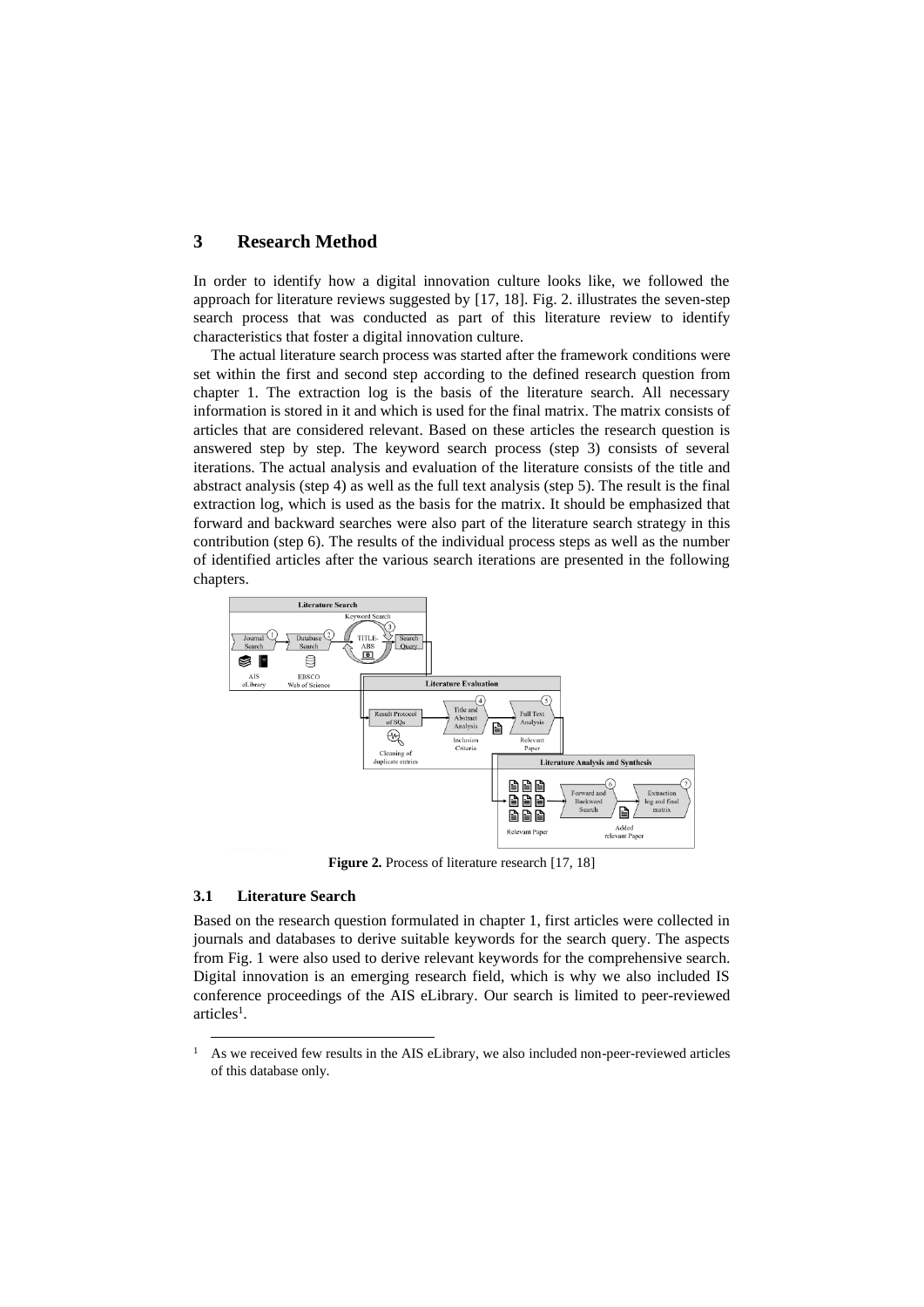## 3 Research Method

In order to identify how a digital innovation culture looks like, we followed the approach for literature reviews suggested by [17, 18]. Fig. 2. illustrates the seven-step search process that was conducted as part of this literature review to identify characteristics that foster a digital innovation culture.

The actual literature search process was started after the framework conditions were set within the first and second step according to the defined research question from chapter 1. The extraction log is the basis of the literature search. All necessary information is stored in it and which is used for the final matrix. The matrix consists of articles that are considered relevant. Based on these articles the research question is answered step by step. The keyword search process (step 3) consists of several iterations. The actual analysis and evaluation of the literature consists of the title and abstract analysis (step 4) as well as the full text analysis (step 5). The result is the final extraction log, which is used as the basis for the matrix. It should be emphasized that forward and backward searches were also part of the literature search strategy in this contribution (step 6). The results of the individual process steps as well as the number of identified articles after the various search iterations are presented in the following chapters.

Literature Search
Keyword Search
Journal Search (1)
Database Search (2)
TITLE-ABS (3)
Search Query
AIS eLibrary
EBSCO Web of Science
Literature Evaluation
Result Protocol of SQs
Cleaning of duplicate entries
Title and Abstract Analysis (4)
Inclusion Criteria
Full Text Analysis (5)
Relevant Paper
Literature Analysis and Synthesis
Relevant Paper
Forward and Backward Search (6)
Added relevant Paper
Extraction log and final matrix (7)

**Figure 2.** Process of literature research [17, 18]

### 3.1 Literature Search

Based on the research question formulated in chapter 1, first articles were collected in journals and databases to derive suitable keywords for the search query. The aspects from Fig. 1 were also used to derive relevant keywords for the comprehensive search. Digital innovation is an emerging research field, which is why we also included IS conference proceedings of the AIS eLibrary. Our search is limited to peer-reviewed articles[1].

[1] As we received few results in the AIS eLibrary, we also included non-peer-reviewed articles of this database only.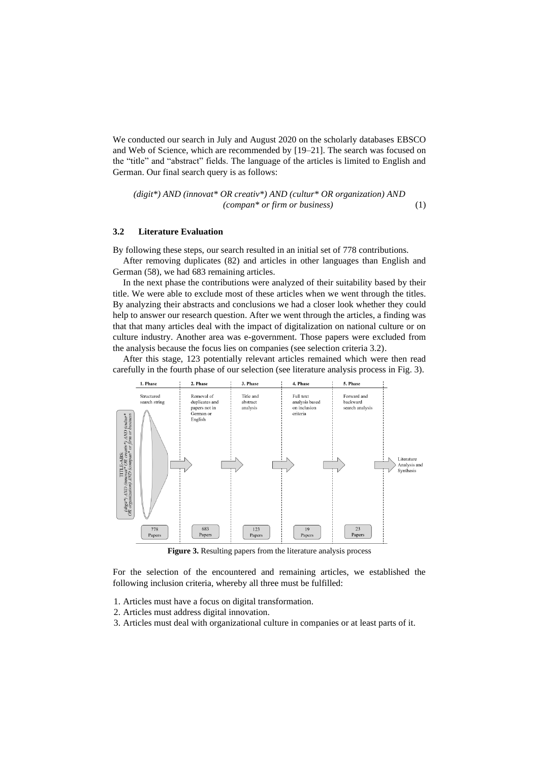We conducted our search in July and August 2020 on the scholarly databases EBSCO and Web of Science, which are recommended by [19–21]. The search was focused on the "title" and "abstract" fields. The language of the articles is limited to English and German. Our final search query is as follows:

*(digit\*) AND (innovat\* OR creativ\*) AND (cultur\* OR organization) AND (compan\* or firm or business)* (1)

### 3.2 Literature Evaluation

By following these steps, our search resulted in an initial set of 778 contributions.

After removing duplicates (82) and articles in other languages than English and German (58), we had 683 remaining articles.

In the next phase the contributions were analyzed of their suitability based by their title. We were able to exclude most of these articles when we went through the titles. By analyzing their abstracts and conclusions we had a closer look whether they could help to answer our research question. After we went through the articles, a finding was that that many articles deal with the impact of digitalization on national culture or on culture industry. Another area was e-government. Those papers were excluded from the analysis because the focus lies on companies (see selection criteria 3.2).

After this stage, 123 potentially relevant articles remained which were then read carefully in the fourth phase of our selection (see literature analysis process in Fig. 3).

1. Phase
Structured search string
TITLE-ABS: (digit\*) AND (innovat\* OR creativ\*) AND (cultur\* OR organization) AND (compan\* or firm or business)
778 Papers

2. Phase
Removal of duplicates and papers not in German or English
683 Papers

3. Phase
Title and abstract analysis
123 Papers

4. Phase
Full text analysis based on inclusion criteria
19 Papers

5. Phase
Forward and backward search analysis
23 Papers

Literature Analysis and Synthesis

**Figure 3.** Resulting papers from the literature analysis process

For the selection of the encountered and remaining articles, we established the following inclusion criteria, whereby all three must be fulfilled:

1. Articles must have a focus on digital transformation.
2. Articles must address digital innovation.
3. Articles must deal with organizational culture in companies or at least parts of it.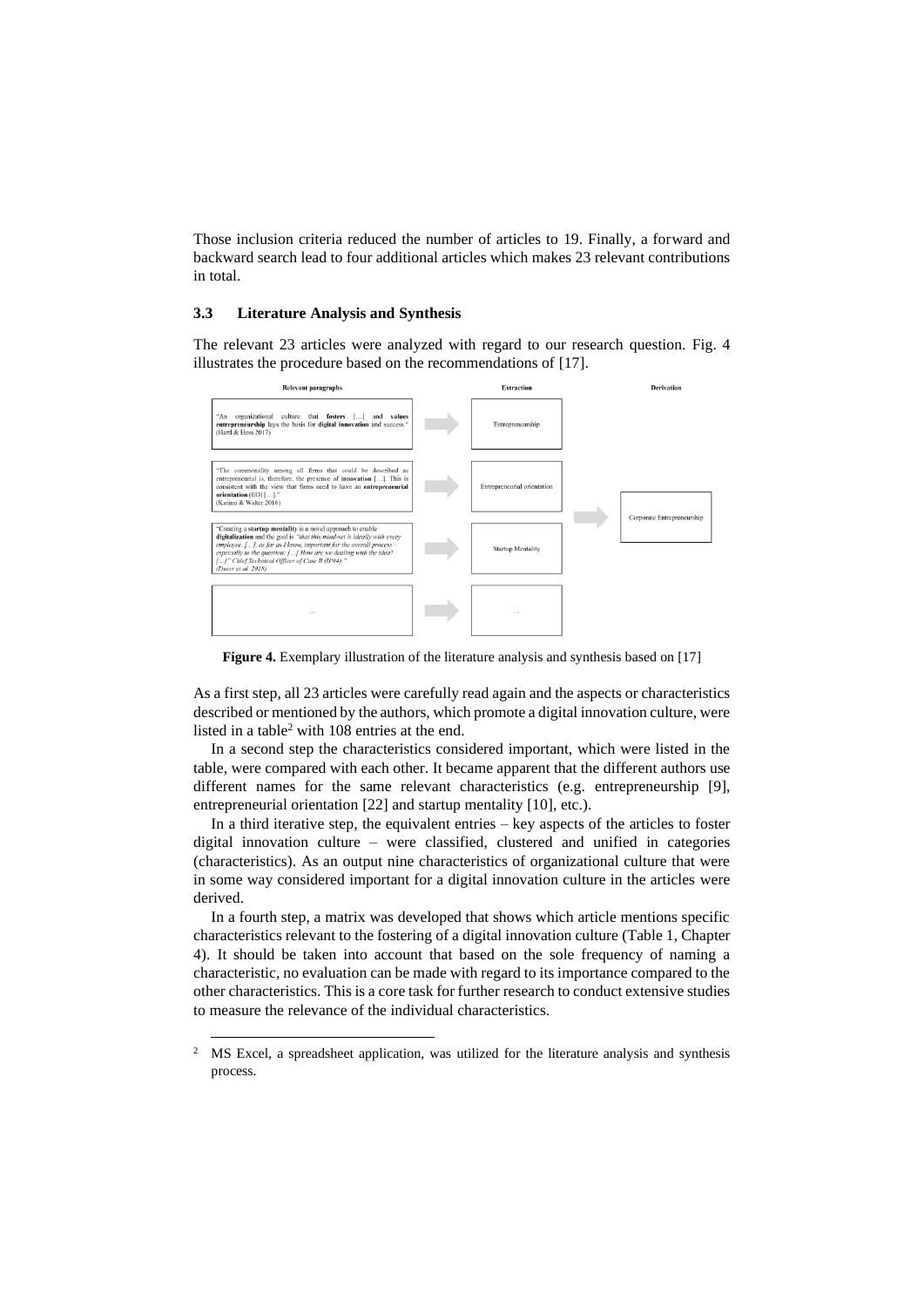Those inclusion criteria reduced the number of articles to 19. Finally, a forward and backward search lead to four additional articles which makes 23 relevant contributions in total.

### 3.3 Literature Analysis and Synthesis

The relevant 23 articles were analyzed with regard to our research question. Fig. 4 illustrates the procedure based on the recommendations of [17].

Relevant paragraphs

"An organizational culture that **fosters** […] and **values entrepreneurship** lays the basis for **digital innovation** and success." (Hartl & Hess 2017)

"The commonality among all firms that could be described as entrepreneurial is, therefore, the presence of **innovation** […]. This is consistent with the view that firms need to have an **entrepreneurial orientation** (EO) […]." (Karimi & Walter 2016)

"Creating a **startup mentality** is a novel approach to enable **digitalization** and the goal is *"that this mind-set is ideally with every employee. […], as far as I know, important for the overall process – especially to the question: […] How are we dealing with the idea? […]" Chief Technical Officer of Case B (IP04)."* (Dwerr et al. 2018)

…

Extraction

Entrepreneurship

Entrepreneurial orientation

Startup Mentality

…

Derivation

Corporate Entrepreneurship

**Figure 4.** Exemplary illustration of the literature analysis and synthesis based on [17]

As a first step, all 23 articles were carefully read again and the aspects or characteristics described or mentioned by the authors, which promote a digital innovation culture, were listed in a table[2] with 108 entries at the end.

In a second step the characteristics considered important, which were listed in the table, were compared with each other. It became apparent that the different authors use different names for the same relevant characteristics (e.g. entrepreneurship [9], entrepreneurial orientation [22] and startup mentality [10], etc.).

In a third iterative step, the equivalent entries – key aspects of the articles to foster digital innovation culture – were classified, clustered and unified in categories (characteristics). As an output nine characteristics of organizational culture that were in some way considered important for a digital innovation culture in the articles were derived.

In a fourth step, a matrix was developed that shows which article mentions specific characteristics relevant to the fostering of a digital innovation culture (Table 1, Chapter 4). It should be taken into account that based on the sole frequency of naming a characteristic, no evaluation can be made with regard to its importance compared to the other characteristics. This is a core task for further research to conduct extensive studies to measure the relevance of the individual characteristics.

[2] MS Excel, a spreadsheet application, was utilized for the literature analysis and synthesis process.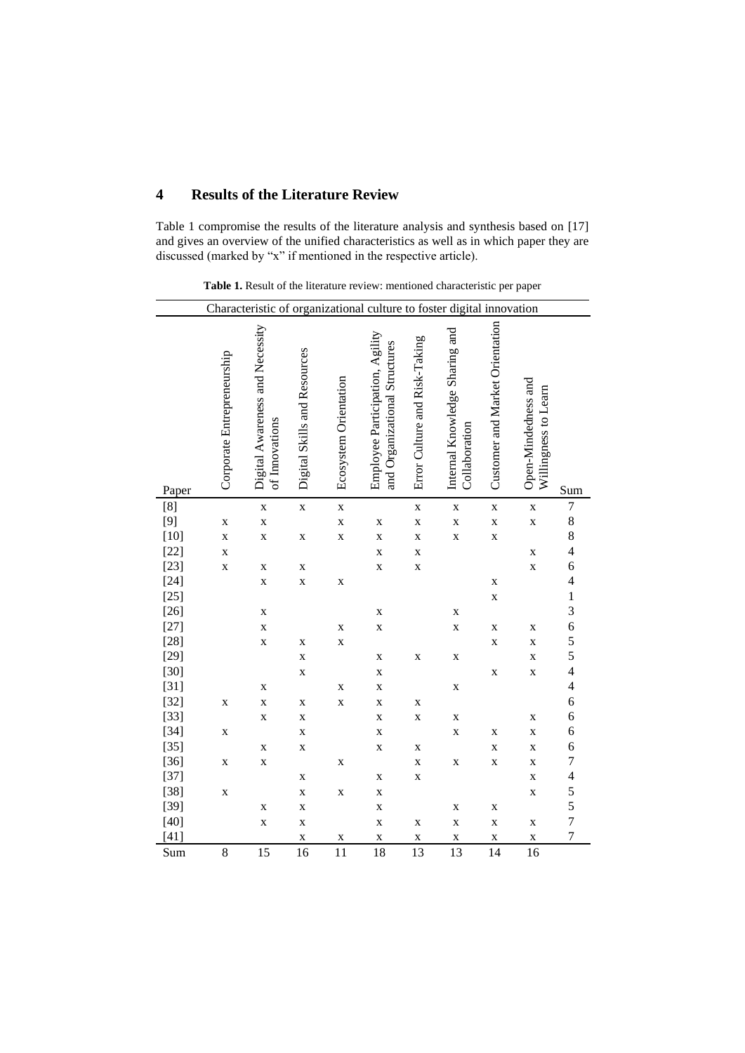## 4 Results of the Literature Review

Table 1 compromise the results of the literature analysis and synthesis based on [17] and gives an overview of the unified characteristics as well as in which paper they are discussed (marked by "x" if mentioned in the respective article).

**Table 1.** Result of the literature review: mentioned characteristic per paper

| | Characteristic of organizational culture to foster digital innovation | | | | | | | | | |
|---|---|---|---|---|---|---|---|---|---|---|
| Paper | Corporate Entrepreneurship | Digital Awareness and Necessity of Innovations | Digital Skills and Resources | Ecosystem Orientation | Employee Participation, Agility and Organizational Structures | Error Culture and Risk-Taking | Internal Knowledge Sharing and Collaboration | Customer and Market Orientation | Open-Mindedness and Willingness to Learn | Sum |
| [8] | | x | x | x | | x | x | x | x | 7 |
| [9] | x | x | | x | x | x | x | x | x | 8 |
| [10] | x | x | x | x | x | x | x | x | | 8 |
| [22] | x | | | | x | x | | | x | 4 |
| [23] | x | x | x | | x | x | | | x | 6 |
| [24] | | x | x | x | | | | x | | 4 |
| [25] | | | | | | | | x | | 1 |
| [26] | | x | | | x | | x | | | 3 |
| [27] | | x | | x | x | | x | x | x | 6 |
| [28] | | x | x | x | | | | x | x | 5 |
| [29] | | | x | | x | x | x | | x | 5 |
| [30] | | | x | | x | | | x | x | 4 |
| [31] | | x | | x | x | | x | | | 4 |
| [32] | x | x | x | x | x | x | | | | 6 |
| [33] | | x | x | | x | x | x | | x | 6 |
| [34] | x | | x | | x | | x | x | x | 6 |
| [35] | | x | x | | x | x | | x | x | 6 |
| [36] | x | x | | x | | x | x | x | x | 7 |
| [37] | | | x | | x | x | | | x | 4 |
| [38] | x | | x | x | x | | | | x | 5 |
| [39] | | x | x | | x | | x | x | | 5 |
| [40] | | x | x | | x | x | x | x | x | 7 |
| [41] | | | x | x | x | x | x | x | x | 7 |
| Sum | 8 | 15 | 16 | 11 | 18 | 13 | 13 | 14 | 16 | |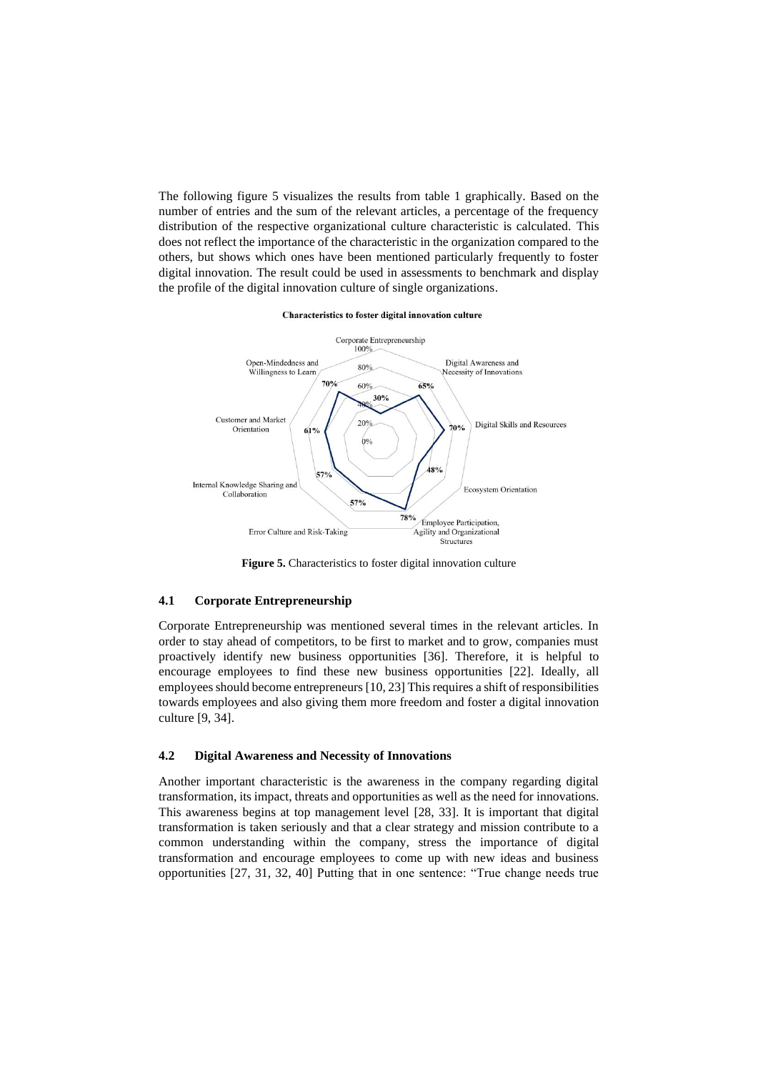The following figure 5 visualizes the results from table 1 graphically. Based on the number of entries and the sum of the relevant articles, a percentage of the frequency distribution of the respective organizational culture characteristic is calculated. This does not reflect the importance of the characteristic in the organization compared to the others, but shows which ones have been mentioned particularly frequently to foster digital innovation. The result could be used in assessments to benchmark and display the profile of the digital innovation culture of single organizations.

**Characteristics to foster digital innovation culture**

Corporate Entrepreneurship
100%
80%
60%
40%
20%
0%
30%
Digital Awareness and Necessity of Innovations
65%
Digital Skills and Resources
70%
Ecosystem Orientation
48%
Employee Participation, Agility and Organizational Structures
78%
Error Culture and Risk-Taking
57%
Internal Knowledge Sharing and Collaboration
57%
Customer and Market Orientation
61%
Open-Mindedness and Willingness to Learn
70%

**Figure 5.** Characteristics to foster digital innovation culture

### 4.1 Corporate Entrepreneurship

Corporate Entrepreneurship was mentioned several times in the relevant articles. In order to stay ahead of competitors, to be first to market and to grow, companies must proactively identify new business opportunities [36]. Therefore, it is helpful to encourage employees to find these new business opportunities [22]. Ideally, all employees should become entrepreneurs [10, 23] This requires a shift of responsibilities towards employees and also giving them more freedom and foster a digital innovation culture [9, 34].

### 4.2 Digital Awareness and Necessity of Innovations

Another important characteristic is the awareness in the company regarding digital transformation, its impact, threats and opportunities as well as the need for innovations. This awareness begins at top management level [28, 33]. It is important that digital transformation is taken seriously and that a clear strategy and mission contribute to a common understanding within the company, stress the importance of digital transformation and encourage employees to come up with new ideas and business opportunities [27, 31, 32, 40] Putting that in one sentence: "True change needs true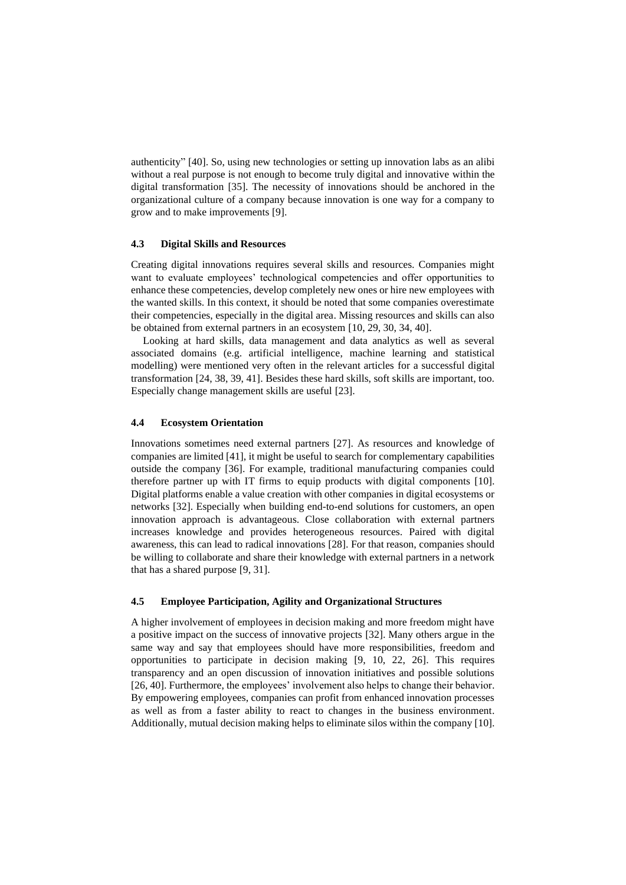authenticity" [40]. So, using new technologies or setting up innovation labs as an alibi without a real purpose is not enough to become truly digital and innovative within the digital transformation [35]. The necessity of innovations should be anchored in the organizational culture of a company because innovation is one way for a company to grow and to make improvements [9].

### 4.3 Digital Skills and Resources

Creating digital innovations requires several skills and resources. Companies might want to evaluate employees' technological competencies and offer opportunities to enhance these competencies, develop completely new ones or hire new employees with the wanted skills. In this context, it should be noted that some companies overestimate their competencies, especially in the digital area. Missing resources and skills can also be obtained from external partners in an ecosystem [10, 29, 30, 34, 40].

Looking at hard skills, data management and data analytics as well as several associated domains (e.g. artificial intelligence, machine learning and statistical modelling) were mentioned very often in the relevant articles for a successful digital transformation [24, 38, 39, 41]. Besides these hard skills, soft skills are important, too. Especially change management skills are useful [23].

### 4.4 Ecosystem Orientation

Innovations sometimes need external partners [27]. As resources and knowledge of companies are limited [41], it might be useful to search for complementary capabilities outside the company [36]. For example, traditional manufacturing companies could therefore partner up with IT firms to equip products with digital components [10]. Digital platforms enable a value creation with other companies in digital ecosystems or networks [32]. Especially when building end-to-end solutions for customers, an open innovation approach is advantageous. Close collaboration with external partners increases knowledge and provides heterogeneous resources. Paired with digital awareness, this can lead to radical innovations [28]. For that reason, companies should be willing to collaborate and share their knowledge with external partners in a network that has a shared purpose [9, 31].

### 4.5 Employee Participation, Agility and Organizational Structures

A higher involvement of employees in decision making and more freedom might have a positive impact on the success of innovative projects [32]. Many others argue in the same way and say that employees should have more responsibilities, freedom and opportunities to participate in decision making [9, 10, 22, 26]. This requires transparency and an open discussion of innovation initiatives and possible solutions [26, 40]. Furthermore, the employees' involvement also helps to change their behavior. By empowering employees, companies can profit from enhanced innovation processes as well as from a faster ability to react to changes in the business environment. Additionally, mutual decision making helps to eliminate silos within the company [10].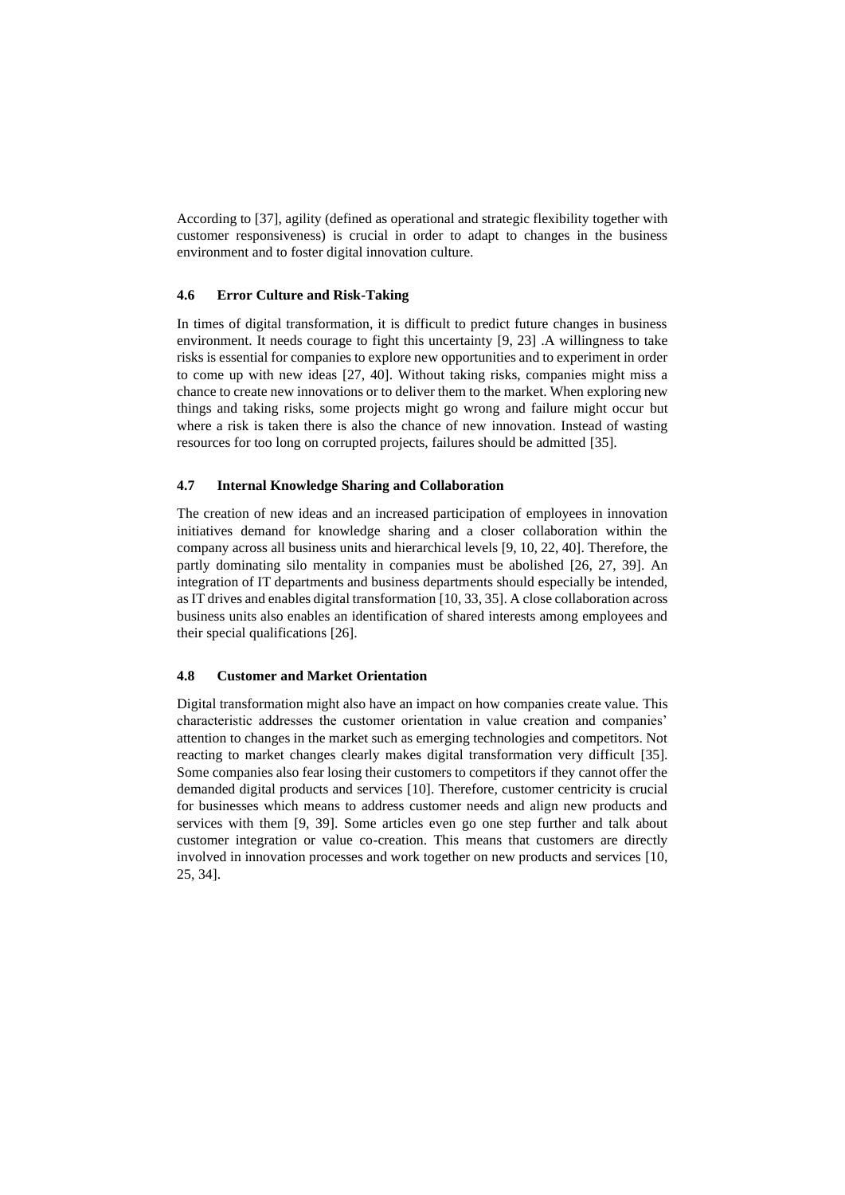According to [37], agility (defined as operational and strategic flexibility together with customer responsiveness) is crucial in order to adapt to changes in the business environment and to foster digital innovation culture.

### 4.6 Error Culture and Risk-Taking

In times of digital transformation, it is difficult to predict future changes in business environment. It needs courage to fight this uncertainty [9, 23] .A willingness to take risks is essential for companies to explore new opportunities and to experiment in order to come up with new ideas [27, 40]. Without taking risks, companies might miss a chance to create new innovations or to deliver them to the market. When exploring new things and taking risks, some projects might go wrong and failure might occur but where a risk is taken there is also the chance of new innovation. Instead of wasting resources for too long on corrupted projects, failures should be admitted [35].

### 4.7 Internal Knowledge Sharing and Collaboration

The creation of new ideas and an increased participation of employees in innovation initiatives demand for knowledge sharing and a closer collaboration within the company across all business units and hierarchical levels [9, 10, 22, 40]. Therefore, the partly dominating silo mentality in companies must be abolished [26, 27, 39]. An integration of IT departments and business departments should especially be intended, as IT drives and enables digital transformation [10, 33, 35]. A close collaboration across business units also enables an identification of shared interests among employees and their special qualifications [26].

### 4.8 Customer and Market Orientation

Digital transformation might also have an impact on how companies create value. This characteristic addresses the customer orientation in value creation and companies' attention to changes in the market such as emerging technologies and competitors. Not reacting to market changes clearly makes digital transformation very difficult [35]. Some companies also fear losing their customers to competitors if they cannot offer the demanded digital products and services [10]. Therefore, customer centricity is crucial for businesses which means to address customer needs and align new products and services with them [9, 39]. Some articles even go one step further and talk about customer integration or value co-creation. This means that customers are directly involved in innovation processes and work together on new products and services [10, 25, 34].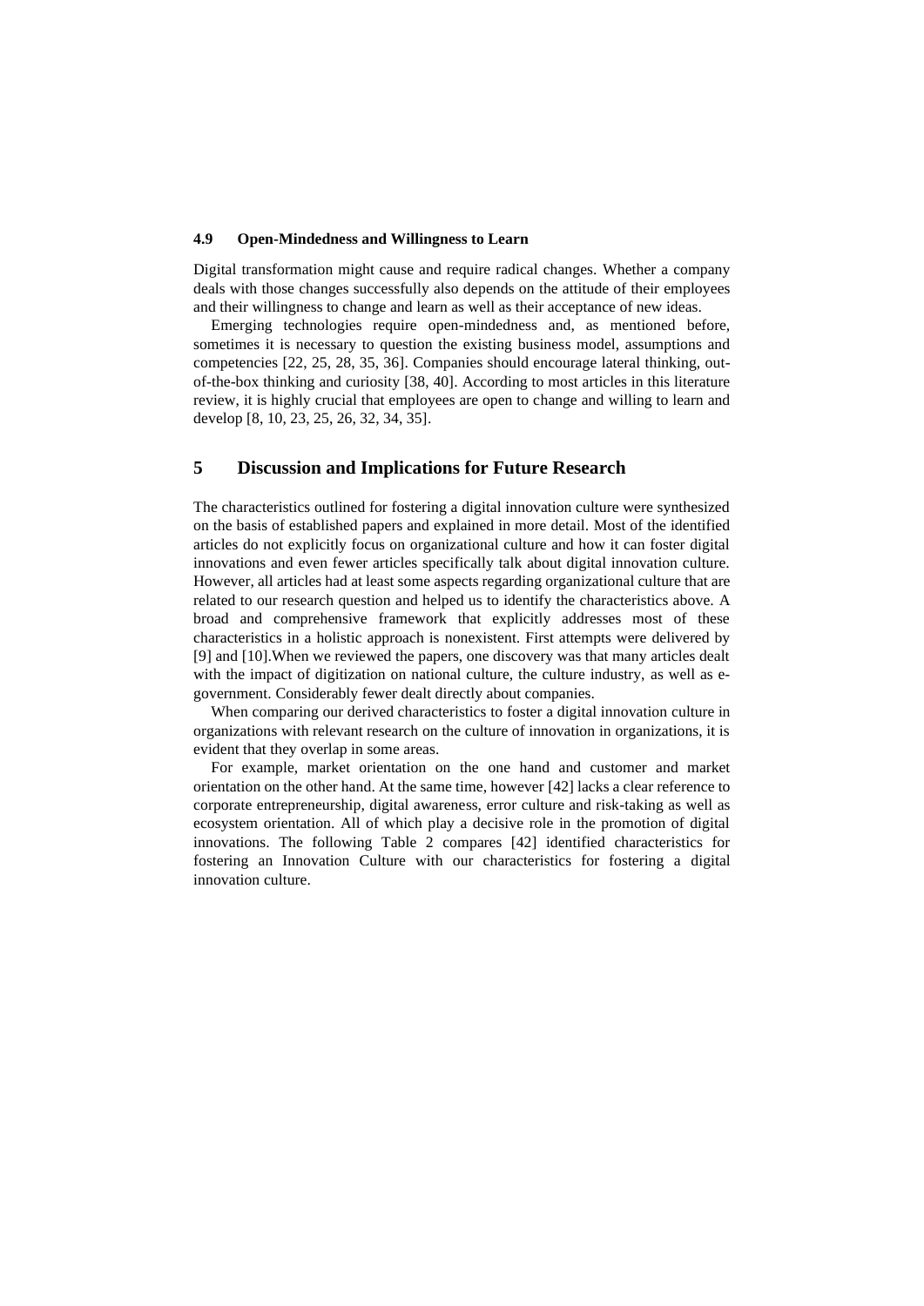### 4.9 Open-Mindedness and Willingness to Learn

Digital transformation might cause and require radical changes. Whether a company deals with those changes successfully also depends on the attitude of their employees and their willingness to change and learn as well as their acceptance of new ideas.

Emerging technologies require open-mindedness and, as mentioned before, sometimes it is necessary to question the existing business model, assumptions and competencies [22, 25, 28, 35, 36]. Companies should encourage lateral thinking, out-of-the-box thinking and curiosity [38, 40]. According to most articles in this literature review, it is highly crucial that employees are open to change and willing to learn and develop [8, 10, 23, 25, 26, 32, 34, 35].

## 5 Discussion and Implications for Future Research

The characteristics outlined for fostering a digital innovation culture were synthesized on the basis of established papers and explained in more detail. Most of the identified articles do not explicitly focus on organizational culture and how it can foster digital innovations and even fewer articles specifically talk about digital innovation culture. However, all articles had at least some aspects regarding organizational culture that are related to our research question and helped us to identify the characteristics above. A broad and comprehensive framework that explicitly addresses most of these characteristics in a holistic approach is nonexistent. First attempts were delivered by [9] and [10].When we reviewed the papers, one discovery was that many articles dealt with the impact of digitization on national culture, the culture industry, as well as e-government. Considerably fewer dealt directly about companies.

When comparing our derived characteristics to foster a digital innovation culture in organizations with relevant research on the culture of innovation in organizations, it is evident that they overlap in some areas.

For example, market orientation on the one hand and customer and market orientation on the other hand. At the same time, however [42] lacks a clear reference to corporate entrepreneurship, digital awareness, error culture and risk-taking as well as ecosystem orientation. All of which play a decisive role in the promotion of digital innovations. The following Table 2 compares [42] identified characteristics for fostering an Innovation Culture with our characteristics for fostering a digital innovation culture.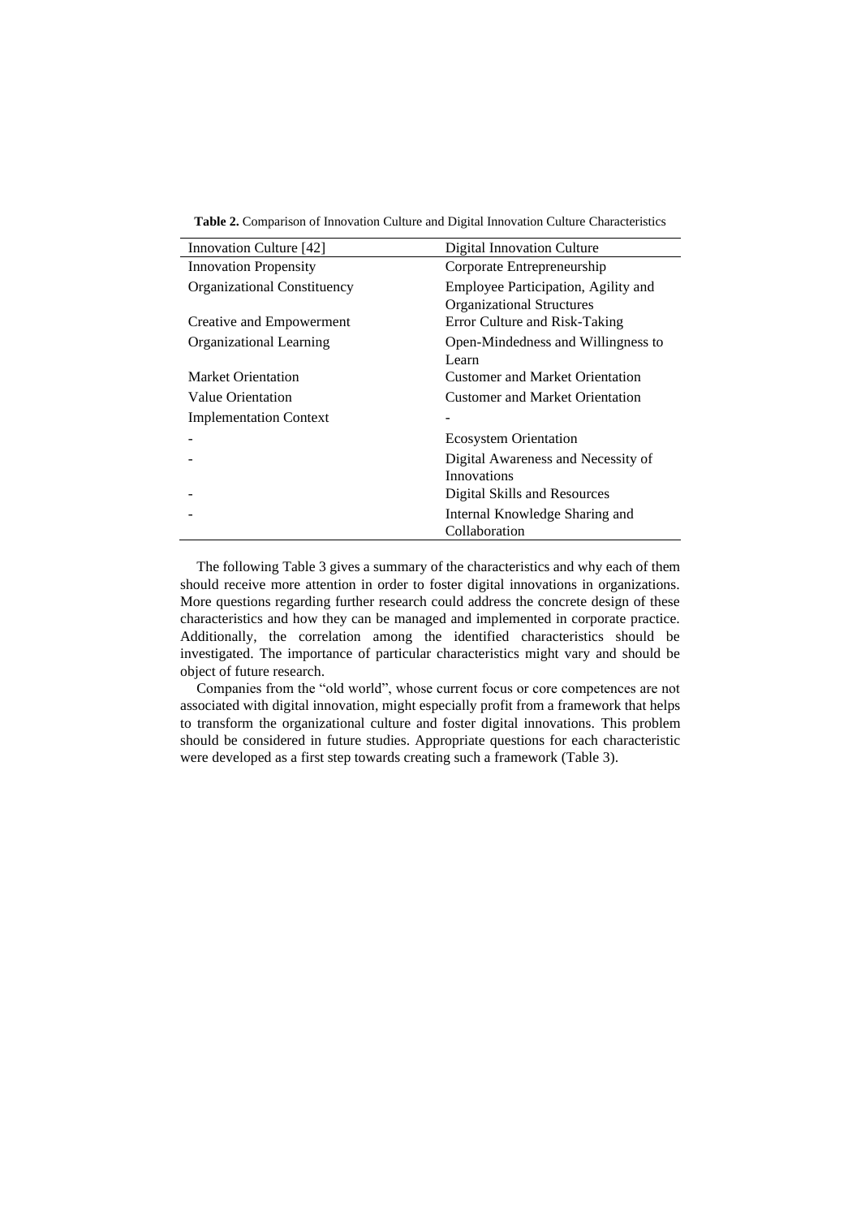**Table 2.** Comparison of Innovation Culture and Digital Innovation Culture Characteristics

| Innovation Culture [42] | Digital Innovation Culture |
|---|---|
| Innovation Propensity | Corporate Entrepreneurship |
| Organizational Constituency | Employee Participation, Agility and Organizational Structures |
| Creative and Empowerment | Error Culture and Risk-Taking |
| Organizational Learning | Open-Mindedness and Willingness to Learn |
| Market Orientation | Customer and Market Orientation |
| Value Orientation | Customer and Market Orientation |
| Implementation Context | - |
| - | Ecosystem Orientation |
| - | Digital Awareness and Necessity of Innovations |
| - | Digital Skills and Resources |
| - | Internal Knowledge Sharing and Collaboration |

The following Table 3 gives a summary of the characteristics and why each of them should receive more attention in order to foster digital innovations in organizations. More questions regarding further research could address the concrete design of these characteristics and how they can be managed and implemented in corporate practice. Additionally, the correlation among the identified characteristics should be investigated. The importance of particular characteristics might vary and should be object of future research.

Companies from the "old world", whose current focus or core competences are not associated with digital innovation, might especially profit from a framework that helps to transform the organizational culture and foster digital innovations. This problem should be considered in future studies. Appropriate questions for each characteristic were developed as a first step towards creating such a framework (Table 3).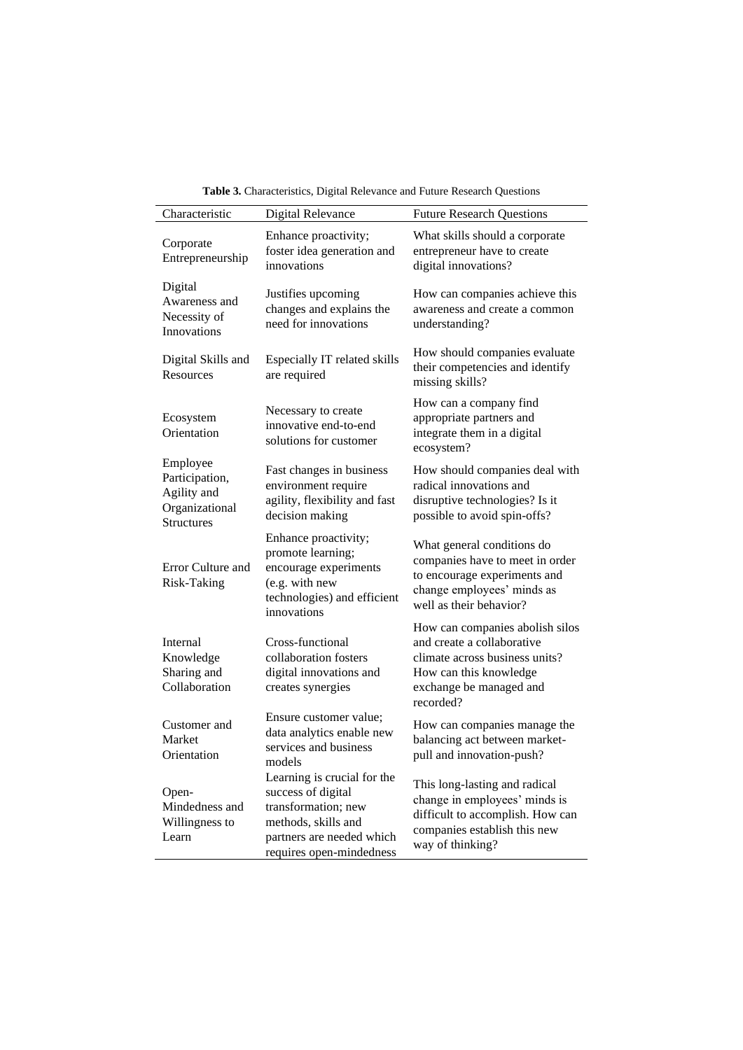**Table 3.** Characteristics, Digital Relevance and Future Research Questions

| Characteristic | Digital Relevance | Future Research Questions |
|---|---|---|
| Corporate Entrepreneurship | Enhance proactivity; foster idea generation and innovations | What skills should a corporate entrepreneur have to create digital innovations? |
| Digital Awareness and Necessity of Innovations | Justifies upcoming changes and explains the need for innovations | How can companies achieve this awareness and create a common understanding? |
| Digital Skills and Resources | Especially IT related skills are required | How should companies evaluate their competencies and identify missing skills? |
| Ecosystem Orientation | Necessary to create innovative end-to-end solutions for customer | How can a company find appropriate partners and integrate them in a digital ecosystem? |
| Employee Participation, Agility and Organizational Structures | Fast changes in business environment require agility, flexibility and fast decision making | How should companies deal with radical innovations and disruptive technologies? Is it possible to avoid spin-offs? |
| Error Culture and Risk-Taking | Enhance proactivity; promote learning; encourage experiments (e.g. with new technologies) and efficient innovations | What general conditions do companies have to meet in order to encourage experiments and change employees' minds as well as their behavior? |
| Internal Knowledge Sharing and Collaboration | Cross-functional collaboration fosters digital innovations and creates synergies | How can companies abolish silos and create a collaborative climate across business units? How can this knowledge exchange be managed and recorded? |
| Customer and Market Orientation | Ensure customer value; data analytics enable new services and business models | How can companies manage the balancing act between market-pull and innovation-push? |
| Open-Mindedness and Willingness to Learn | Learning is crucial for the success of digital transformation; new methods, skills and partners are needed which requires open-mindedness | This long-lasting and radical change in employees' minds is difficult to accomplish. How can companies establish this new way of thinking? |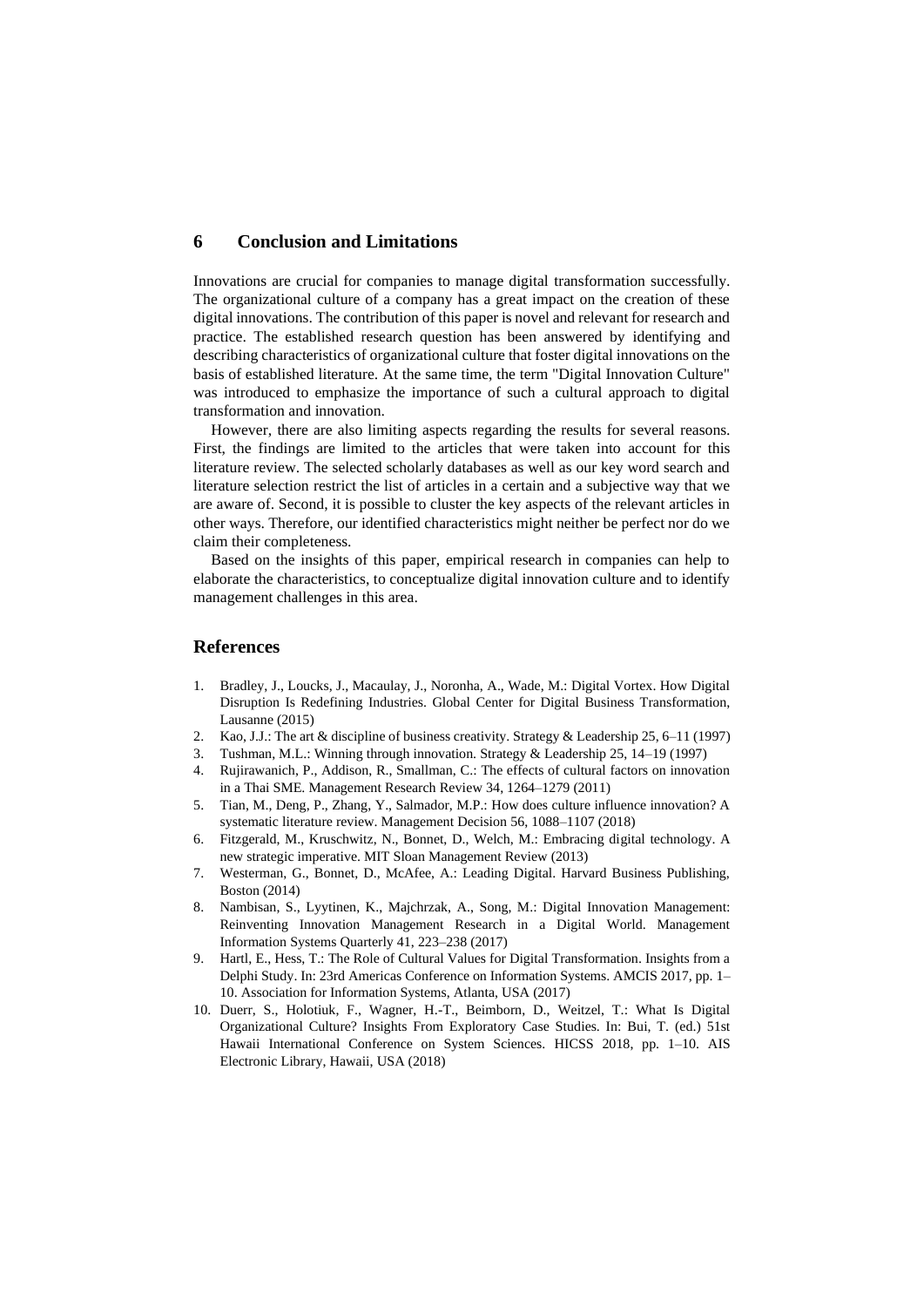## 6 Conclusion and Limitations

Innovations are crucial for companies to manage digital transformation successfully. The organizational culture of a company has a great impact on the creation of these digital innovations. The contribution of this paper is novel and relevant for research and practice. The established research question has been answered by identifying and describing characteristics of organizational culture that foster digital innovations on the basis of established literature. At the same time, the term "Digital Innovation Culture" was introduced to emphasize the importance of such a cultural approach to digital transformation and innovation.

However, there are also limiting aspects regarding the results for several reasons. First, the findings are limited to the articles that were taken into account for this literature review. The selected scholarly databases as well as our key word search and literature selection restrict the list of articles in a certain and a subjective way that we are aware of. Second, it is possible to cluster the key aspects of the relevant articles in other ways. Therefore, our identified characteristics might neither be perfect nor do we claim their completeness.

Based on the insights of this paper, empirical research in companies can help to elaborate the characteristics, to conceptualize digital innovation culture and to identify management challenges in this area.

## References

1. Bradley, J., Loucks, J., Macaulay, J., Noronha, A., Wade, M.: Digital Vortex. How Digital Disruption Is Redefining Industries. Global Center for Digital Business Transformation, Lausanne (2015)
2. Kao, J.J.: The art & discipline of business creativity. Strategy & Leadership 25, 6–11 (1997)
3. Tushman, M.L.: Winning through innovation. Strategy & Leadership 25, 14–19 (1997)
4. Rujirawanich, P., Addison, R., Smallman, C.: The effects of cultural factors on innovation in a Thai SME. Management Research Review 34, 1264–1279 (2011)
5. Tian, M., Deng, P., Zhang, Y., Salmador, M.P.: How does culture influence innovation? A systematic literature review. Management Decision 56, 1088–1107 (2018)
6. Fitzgerald, M., Kruschwitz, N., Bonnet, D., Welch, M.: Embracing digital technology. A new strategic imperative. MIT Sloan Management Review (2013)
7. Westerman, G., Bonnet, D., McAfee, A.: Leading Digital. Harvard Business Publishing, Boston (2014)
8. Nambisan, S., Lyytinen, K., Majchrzak, A., Song, M.: Digital Innovation Management: Reinventing Innovation Management Research in a Digital World. Management Information Systems Quarterly 41, 223–238 (2017)
9. Hartl, E., Hess, T.: The Role of Cultural Values for Digital Transformation. Insights from a Delphi Study. In: 23rd Americas Conference on Information Systems. AMCIS 2017, pp. 1–10. Association for Information Systems, Atlanta, USA (2017)
10. Duerr, S., Holotiuk, F., Wagner, H.-T., Beimborn, D., Weitzel, T.: What Is Digital Organizational Culture? Insights From Exploratory Case Studies. In: Bui, T. (ed.) 51st Hawaii International Conference on System Sciences. HICSS 2018, pp. 1–10. AIS Electronic Library, Hawaii, USA (2018)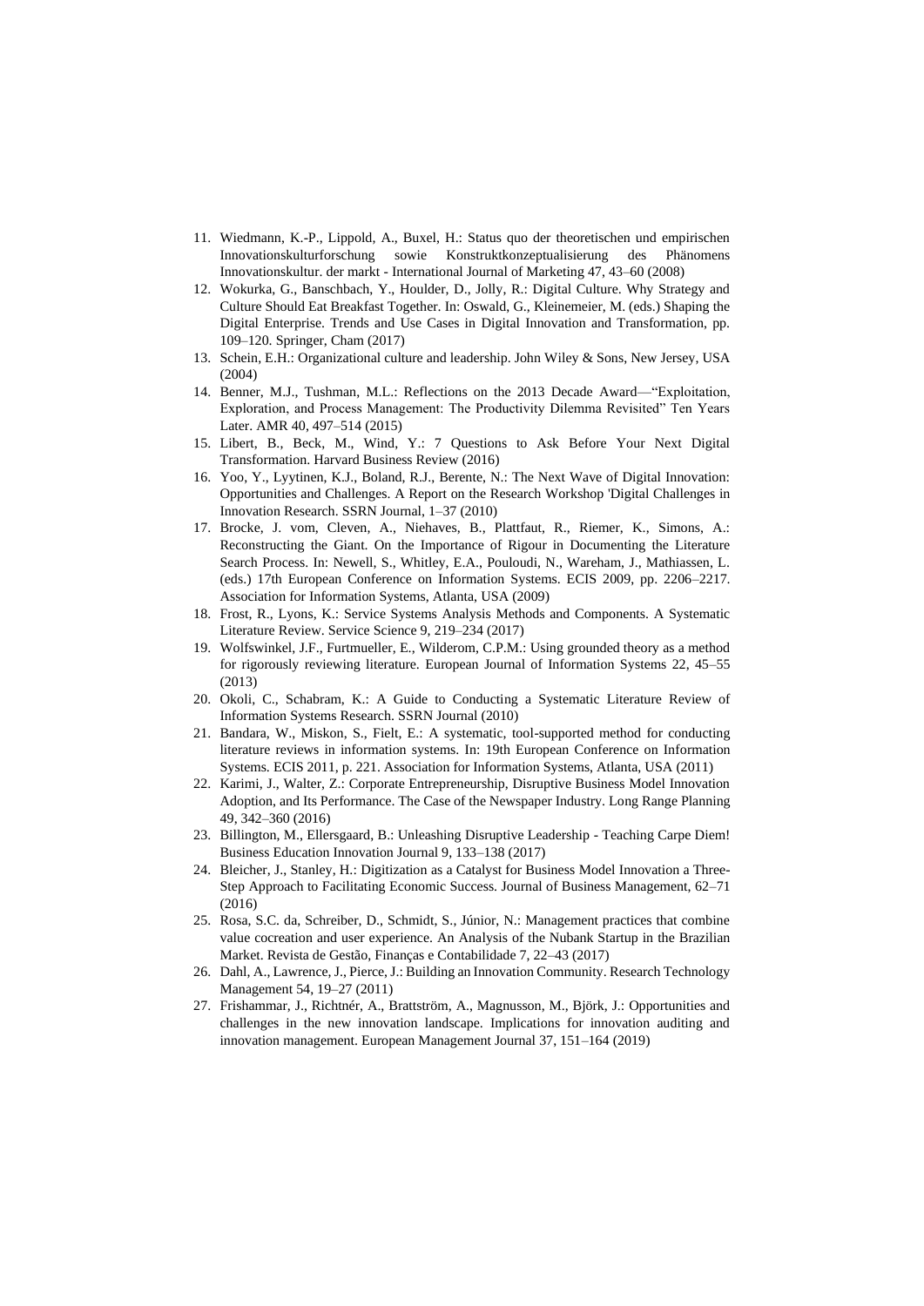11. Wiedmann, K.-P., Lippold, A., Buxel, H.: Status quo der theoretischen und empirischen Innovationskulturforschung sowie Konstruktkonzeptualisierung des Phänomens Innovationskultur. der markt - International Journal of Marketing 47, 43–60 (2008)
12. Wokurka, G., Banschbach, Y., Houlder, D., Jolly, R.: Digital Culture. Why Strategy and Culture Should Eat Breakfast Together. In: Oswald, G., Kleinemeier, M. (eds.) Shaping the Digital Enterprise. Trends and Use Cases in Digital Innovation and Transformation, pp. 109–120. Springer, Cham (2017)
13. Schein, E.H.: Organizational culture and leadership. John Wiley & Sons, New Jersey, USA (2004)
14. Benner, M.J., Tushman, M.L.: Reflections on the 2013 Decade Award—"Exploitation, Exploration, and Process Management: The Productivity Dilemma Revisited" Ten Years Later. AMR 40, 497–514 (2015)
15. Libert, B., Beck, M., Wind, Y.: 7 Questions to Ask Before Your Next Digital Transformation. Harvard Business Review (2016)
16. Yoo, Y., Lyytinen, K.J., Boland, R.J., Berente, N.: The Next Wave of Digital Innovation: Opportunities and Challenges. A Report on the Research Workshop 'Digital Challenges in Innovation Research. SSRN Journal, 1–37 (2010)
17. Brocke, J. vom, Cleven, A., Niehaves, B., Plattfaut, R., Riemer, K., Simons, A.: Reconstructing the Giant. On the Importance of Rigour in Documenting the Literature Search Process. In: Newell, S., Whitley, E.A., Pouloudi, N., Wareham, J., Mathiassen, L. (eds.) 17th European Conference on Information Systems. ECIS 2009, pp. 2206–2217. Association for Information Systems, Atlanta, USA (2009)
18. Frost, R., Lyons, K.: Service Systems Analysis Methods and Components. A Systematic Literature Review. Service Science 9, 219–234 (2017)
19. Wolfswinkel, J.F., Furtmueller, E., Wilderom, C.P.M.: Using grounded theory as a method for rigorously reviewing literature. European Journal of Information Systems 22, 45–55 (2013)
20. Okoli, C., Schabram, K.: A Guide to Conducting a Systematic Literature Review of Information Systems Research. SSRN Journal (2010)
21. Bandara, W., Miskon, S., Fielt, E.: A systematic, tool-supported method for conducting literature reviews in information systems. In: 19th European Conference on Information Systems. ECIS 2011, p. 221. Association for Information Systems, Atlanta, USA (2011)
22. Karimi, J., Walter, Z.: Corporate Entrepreneurship, Disruptive Business Model Innovation Adoption, and Its Performance. The Case of the Newspaper Industry. Long Range Planning 49, 342–360 (2016)
23. Billington, M., Ellersgaard, B.: Unleashing Disruptive Leadership - Teaching Carpe Diem! Business Education Innovation Journal 9, 133–138 (2017)
24. Bleicher, J., Stanley, H.: Digitization as a Catalyst for Business Model Innovation a Three-Step Approach to Facilitating Economic Success. Journal of Business Management, 62–71 (2016)
25. Rosa, S.C. da, Schreiber, D., Schmidt, S., Júnior, N.: Management practices that combine value cocreation and user experience. An Analysis of the Nubank Startup in the Brazilian Market. Revista de Gestão, Finanças e Contabilidade 7, 22–43 (2017)
26. Dahl, A., Lawrence, J., Pierce, J.: Building an Innovation Community. Research Technology Management 54, 19–27 (2011)
27. Frishammar, J., Richtnér, A., Brattström, A., Magnusson, M., Björk, J.: Opportunities and challenges in the new innovation landscape. Implications for innovation auditing and innovation management. European Management Journal 37, 151–164 (2019)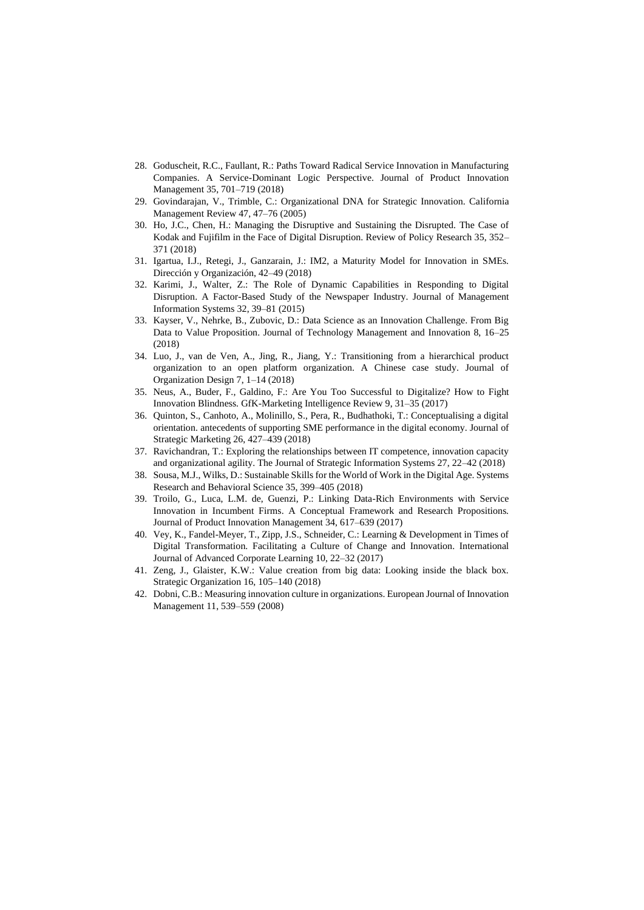28. Goduscheit, R.C., Faullant, R.: Paths Toward Radical Service Innovation in Manufacturing Companies. A Service-Dominant Logic Perspective. Journal of Product Innovation Management 35, 701–719 (2018)
29. Govindarajan, V., Trimble, C.: Organizational DNA for Strategic Innovation. California Management Review 47, 47–76 (2005)
30. Ho, J.C., Chen, H.: Managing the Disruptive and Sustaining the Disrupted. The Case of Kodak and Fujifilm in the Face of Digital Disruption. Review of Policy Research 35, 352–371 (2018)
31. Igartua, I.J., Retegi, J., Ganzarain, J.: IM2, a Maturity Model for Innovation in SMEs. Dirección y Organización, 42–49 (2018)
32. Karimi, J., Walter, Z.: The Role of Dynamic Capabilities in Responding to Digital Disruption. A Factor-Based Study of the Newspaper Industry. Journal of Management Information Systems 32, 39–81 (2015)
33. Kayser, V., Nehrke, B., Zubovic, D.: Data Science as an Innovation Challenge. From Big Data to Value Proposition. Journal of Technology Management and Innovation 8, 16–25 (2018)
34. Luo, J., van de Ven, A., Jing, R., Jiang, Y.: Transitioning from a hierarchical product organization to an open platform organization. A Chinese case study. Journal of Organization Design 7, 1–14 (2018)
35. Neus, A., Buder, F., Galdino, F.: Are You Too Successful to Digitalize? How to Fight Innovation Blindness. GfK-Marketing Intelligence Review 9, 31–35 (2017)
36. Quinton, S., Canhoto, A., Molinillo, S., Pera, R., Budhathoki, T.: Conceptualising a digital orientation. antecedents of supporting SME performance in the digital economy. Journal of Strategic Marketing 26, 427–439 (2018)
37. Ravichandran, T.: Exploring the relationships between IT competence, innovation capacity and organizational agility. The Journal of Strategic Information Systems 27, 22–42 (2018)
38. Sousa, M.J., Wilks, D.: Sustainable Skills for the World of Work in the Digital Age. Systems Research and Behavioral Science 35, 399–405 (2018)
39. Troilo, G., Luca, L.M. de, Guenzi, P.: Linking Data-Rich Environments with Service Innovation in Incumbent Firms. A Conceptual Framework and Research Propositions. Journal of Product Innovation Management 34, 617–639 (2017)
40. Vey, K., Fandel-Meyer, T., Zipp, J.S., Schneider, C.: Learning & Development in Times of Digital Transformation. Facilitating a Culture of Change and Innovation. International Journal of Advanced Corporate Learning 10, 22–32 (2017)
41. Zeng, J., Glaister, K.W.: Value creation from big data: Looking inside the black box. Strategic Organization 16, 105–140 (2018)
42. Dobni, C.B.: Measuring innovation culture in organizations. European Journal of Innovation Management 11, 539–559 (2008)